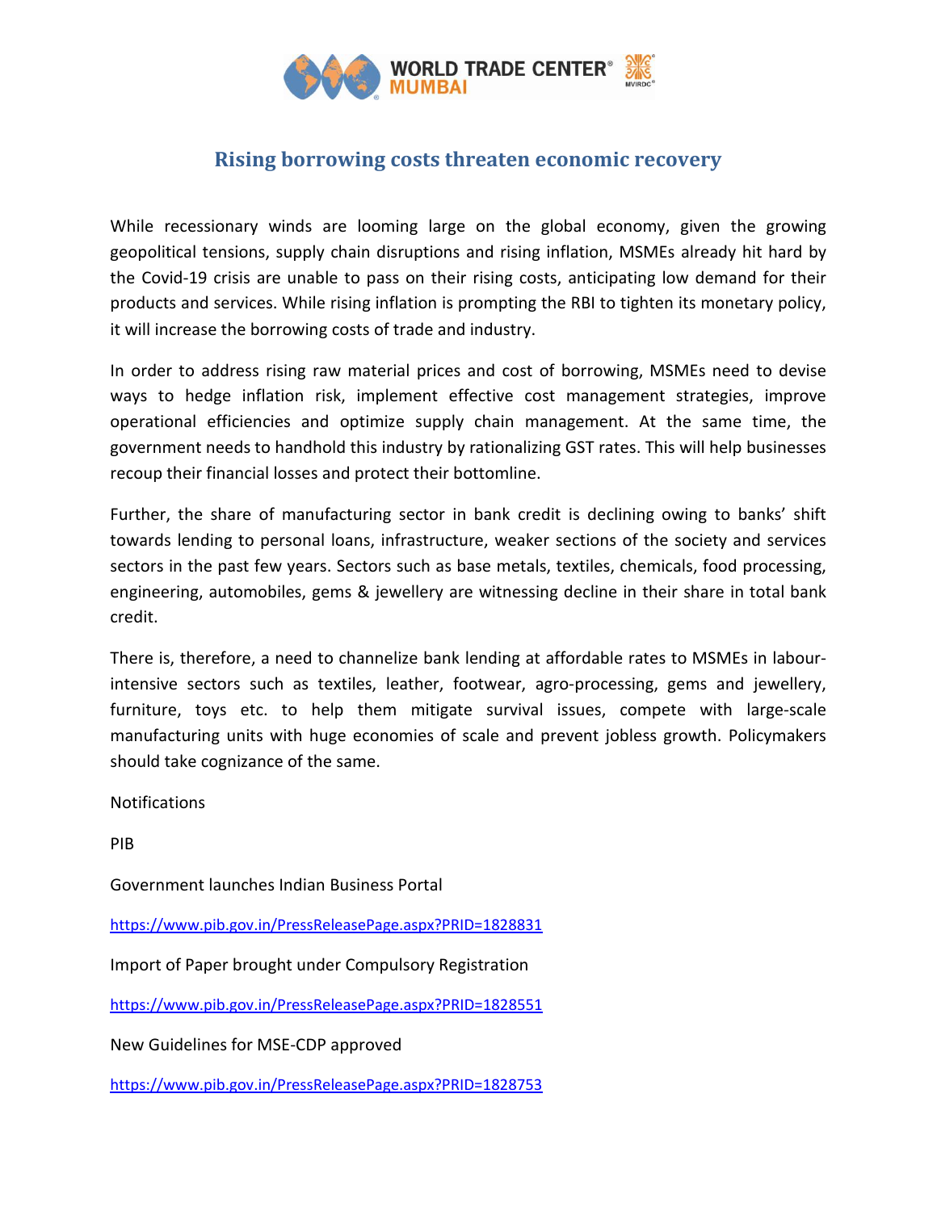# Rising borrowing costs threaten economic recovery

While recessionary winds are looming large on the global economy, given the growing geopolitical tensions, supply chain disruptions and rising inflation, MSMEs already hit hard by the Covid-19 crisis are unable to pass on their rising costs, anticipating low demand for their products and services. While rising inflation is prompting the RBI to tighten its monetary policy, it will increase the borrowing costs of trade and industry.

In order to address rising raw material prices and cost of borrowing, MSMEs need to devise ways to hedge inflation risk, implement effective cost management strategies, improve operational efficiencies and optimize supply chain management. At the same time, the government needs to handhold this industry by rationalizing GST rates. This will help businesses recoup their financial losses and protect their bottomline.

Further, the share of manufacturing sector in bank credit is declining owing to banks' shift towards lending to personal loans, infrastructure, weaker sections of the society and services sectors in the past few years. Sectors such as base metals, textiles, chemicals, food processing, engineering, automobiles, gems & jewellery are witnessing decline in their share in total bank credit.

There is, therefore, a need to channelize bank lending at affordable rates to MSMEs in labour-intensive sectors such as textiles, leather, footwear, agro-processing, gems and jewellery, furniture, toys etc. to help them mitigate survival issues, compete with large-scale manufacturing units with huge economies of scale and prevent jobless growth. Policymakers should take cognizance of the same.

Notifications

PIB

Government launches Indian Business Portal

https://www.pib.gov.in/PressReleasePage.aspx?PRID=1828831

Import of Paper brought under Compulsory Registration

https://www.pib.gov.in/PressReleasePage.aspx?PRID=1828551

New Guidelines for MSE-CDP approved

https://www.pib.gov.in/PressReleasePage.aspx?PRID=1828753